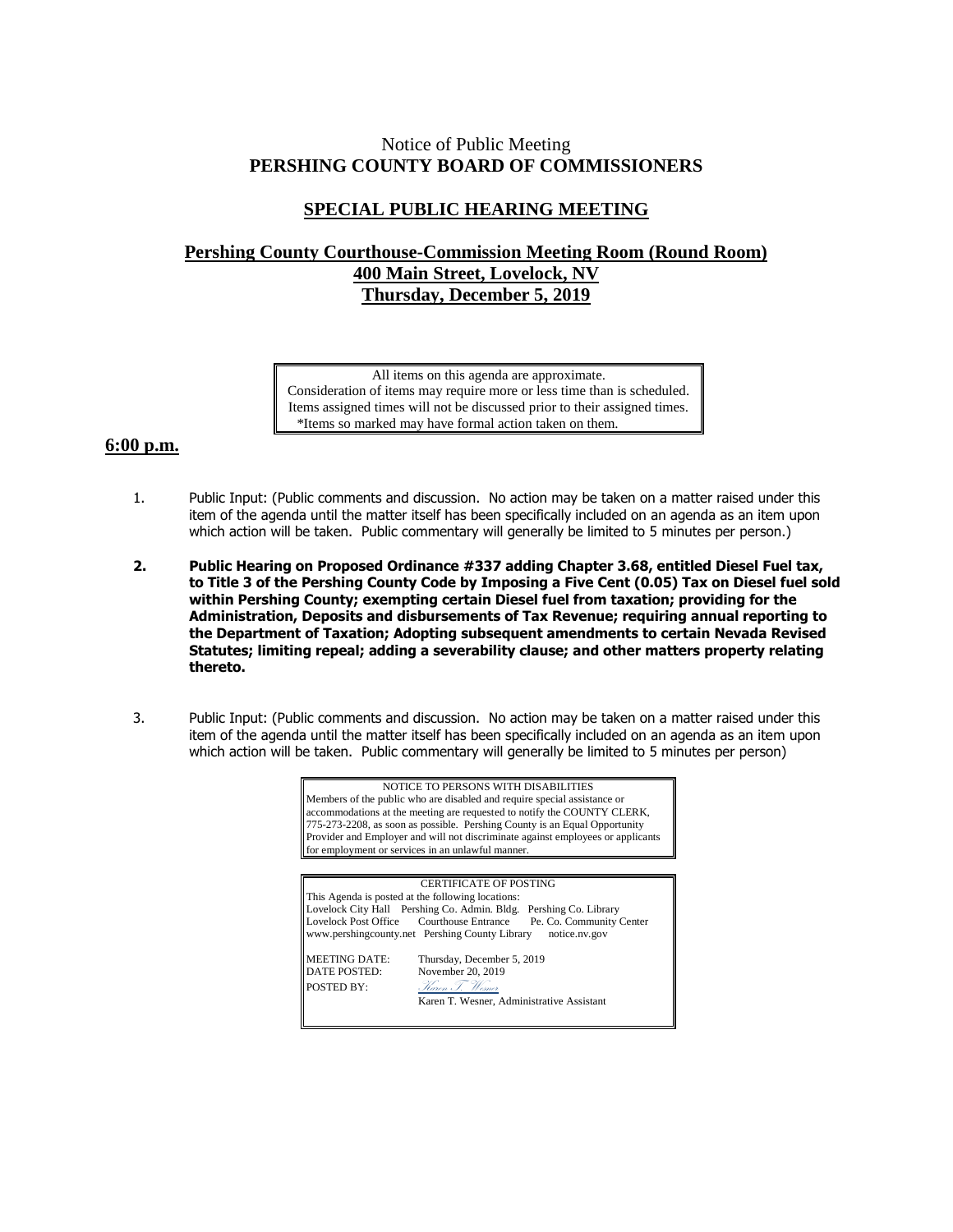# Notice of Public Meeting
# PERSHING COUNTY BOARD OF COMMISSIONERS

## SPECIAL PUBLIC HEARING MEETING

## Pershing County Courthouse-Commission Meeting Room (Round Room)
## 400 Main Street, Lovelock, NV
## Thursday, December 5, 2019

> All items on this agenda are approximate.
> Consideration of items may require more or less time than is scheduled.
> Items assigned times will not be discussed prior to their assigned times.
> *Items so marked may have formal action taken on them.

## 6:00 p.m.

1. Public Input: (Public comments and discussion. No action may be taken on a matter raised under this item of the agenda until the matter itself has been specifically included on an agenda as an item upon which action will be taken. Public commentary will generally be limited to 5 minutes per person.)

2. **Public Hearing on Proposed Ordinance #337 adding Chapter 3.68, entitled Diesel Fuel tax, to Title 3 of the Pershing County Code by Imposing a Five Cent (0.05) Tax on Diesel fuel sold within Pershing County; exempting certain Diesel fuel from taxation; providing for the Administration, Deposits and disbursements of Tax Revenue; requiring annual reporting to the Department of Taxation; Adopting subsequent amendments to certain Nevada Revised Statutes; limiting repeal; adding a severability clause; and other matters property relating thereto.**

3. Public Input: (Public comments and discussion. No action may be taken on a matter raised under this item of the agenda until the matter itself has been specifically included on an agenda as an item upon which action will be taken. Public commentary will generally be limited to 5 minutes per person)

> NOTICE TO PERSONS WITH DISABILITIES
> Members of the public who are disabled and require special assistance or accommodations at the meeting are requested to notify the COUNTY CLERK, 775-273-2208, as soon as possible. Pershing County is an Equal Opportunity Provider and Employer and will not discriminate against employees or applicants for employment or services in an unlawful manner.

> CERTIFICATE OF POSTING
> This Agenda is posted at the following locations:
> Lovelock City Hall Pershing Co. Admin. Bldg. Pershing Co. Library
> Lovelock Post Office Courthouse Entrance Pe. Co. Community Center
> www.pershingcounty.net Pershing County Library notice.nv.gov
>
> MEETING DATE: Thursday, December 5, 2019
> DATE POSTED: November 20, 2019
> POSTED BY: Karen T. Wesner
> Karen T. Wesner, Administrative Assistant